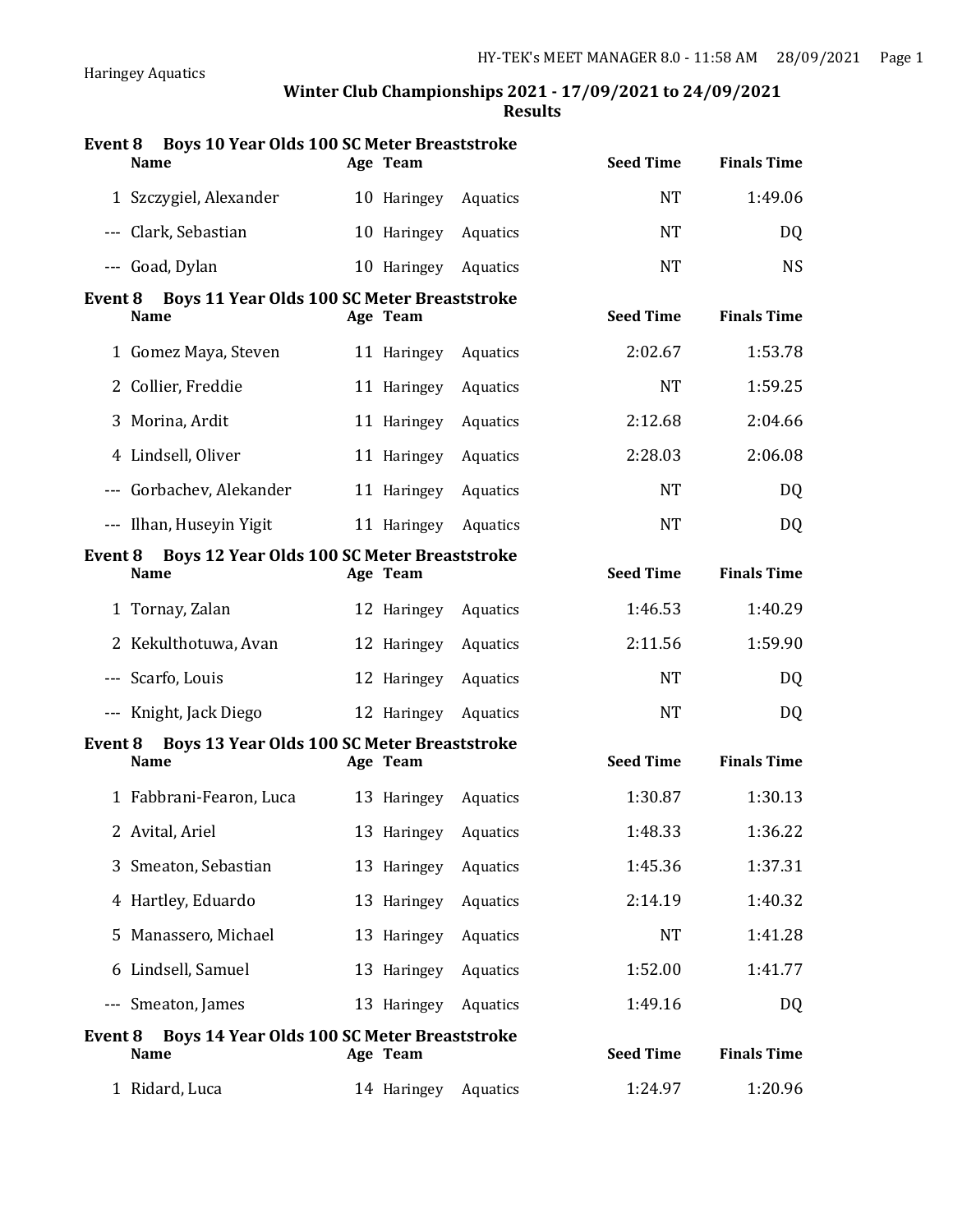Haringey Aquatics

## Winter Club Championships 2021 - 17/09/2021 to 24/09/2021
### Results

**Event 8 Boys 10 Year Olds 100 SC Meter Breaststroke**

| | Name | Age | Team | Seed Time | Finals Time |
|---|---|---|---|---|---|
| 1 | Szczygiel, Alexander | 10 | Haringey Aquatics | NT | 1:49.06 |
| --- | Clark, Sebastian | 10 | Haringey Aquatics | NT | DQ |
| --- | Goad, Dylan | 10 | Haringey Aquatics | NT | NS |

**Event 8 Boys 11 Year Olds 100 SC Meter Breaststroke**

| | Name | Age | Team | Seed Time | Finals Time |
|---|---|---|---|---|---|
| 1 | Gomez Maya, Steven | 11 | Haringey Aquatics | 2:02.67 | 1:53.78 |
| 2 | Collier, Freddie | 11 | Haringey Aquatics | NT | 1:59.25 |
| 3 | Morina, Ardit | 11 | Haringey Aquatics | 2:12.68 | 2:04.66 |
| 4 | Lindsell, Oliver | 11 | Haringey Aquatics | 2:28.03 | 2:06.08 |
| --- | Gorbachev, Alekander | 11 | Haringey Aquatics | NT | DQ |
| --- | Ilhan, Huseyin Yigit | 11 | Haringey Aquatics | NT | DQ |

**Event 8 Boys 12 Year Olds 100 SC Meter Breaststroke**

| | Name | Age | Team | Seed Time | Finals Time |
|---|---|---|---|---|---|
| 1 | Tornay, Zalan | 12 | Haringey Aquatics | 1:46.53 | 1:40.29 |
| 2 | Kekulthotuwa, Avan | 12 | Haringey Aquatics | 2:11.56 | 1:59.90 |
| --- | Scarfo, Louis | 12 | Haringey Aquatics | NT | DQ |
| --- | Knight, Jack Diego | 12 | Haringey Aquatics | NT | DQ |

**Event 8 Boys 13 Year Olds 100 SC Meter Breaststroke**

| | Name | Age | Team | Seed Time | Finals Time |
|---|---|---|---|---|---|
| 1 | Fabbrani-Fearon, Luca | 13 | Haringey Aquatics | 1:30.87 | 1:30.13 |
| 2 | Avital, Ariel | 13 | Haringey Aquatics | 1:48.33 | 1:36.22 |
| 3 | Smeaton, Sebastian | 13 | Haringey Aquatics | 1:45.36 | 1:37.31 |
| 4 | Hartley, Eduardo | 13 | Haringey Aquatics | 2:14.19 | 1:40.32 |
| 5 | Manassero, Michael | 13 | Haringey Aquatics | NT | 1:41.28 |
| 6 | Lindsell, Samuel | 13 | Haringey Aquatics | 1:52.00 | 1:41.77 |
| --- | Smeaton, James | 13 | Haringey Aquatics | 1:49.16 | DQ |

**Event 8 Boys 14 Year Olds 100 SC Meter Breaststroke**

| | Name | Age | Team | Seed Time | Finals Time |
|---|---|---|---|---|---|
| 1 | Ridard, Luca | 14 | Haringey Aquatics | 1:24.97 | 1:20.96 |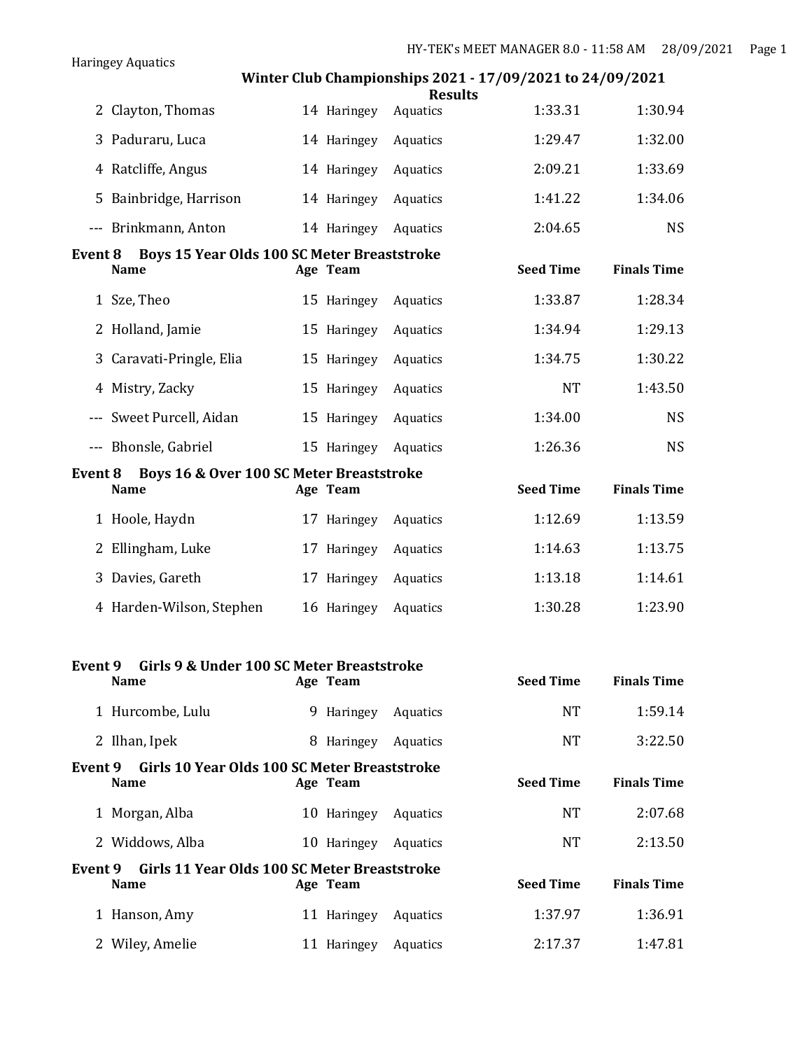| | Name | Age | Team | Seed Time | Finals Time |
|---|---|---|---|---|---|
| 2 | Clayton, Thomas | 14 | Haringey Aquatics | 1:33.31 | 1:30.94 |
| 3 | Paduraru, Luca | 14 | Haringey Aquatics | 1:29.47 | 1:32.00 |
| 4 | Ratcliffe, Angus | 14 | Haringey Aquatics | 2:09.21 | 1:33.69 |
| 5 | Bainbridge, Harrison | 14 | Haringey Aquatics | 1:41.22 | 1:34.06 |
| --- | Brinkmann, Anton | 14 | Haringey Aquatics | 2:04.65 | NS |

**Event 8 Boys 15 Year Olds 100 SC Meter Breaststroke**

| | Name | Age | Team | Seed Time | Finals Time |
|---|---|---|---|---|---|
| 1 | Sze, Theo | 15 | Haringey Aquatics | 1:33.87 | 1:28.34 |
| 2 | Holland, Jamie | 15 | Haringey Aquatics | 1:34.94 | 1:29.13 |
| 3 | Caravati-Pringle, Elia | 15 | Haringey Aquatics | 1:34.75 | 1:30.22 |
| 4 | Mistry, Zacky | 15 | Haringey Aquatics | NT | 1:43.50 |
| --- | Sweet Purcell, Aidan | 15 | Haringey Aquatics | 1:34.00 | NS |
| --- | Bhonsle, Gabriel | 15 | Haringey Aquatics | 1:26.36 | NS |

**Event 8 Boys 16 & Over 100 SC Meter Breaststroke**

| | Name | Age | Team | Seed Time | Finals Time |
|---|---|---|---|---|---|
| 1 | Hoole, Haydn | 17 | Haringey Aquatics | 1:12.69 | 1:13.59 |
| 2 | Ellingham, Luke | 17 | Haringey Aquatics | 1:14.63 | 1:13.75 |
| 3 | Davies, Gareth | 17 | Haringey Aquatics | 1:13.18 | 1:14.61 |
| 4 | Harden-Wilson, Stephen | 16 | Haringey Aquatics | 1:30.28 | 1:23.90 |

**Event 9 Girls 9 & Under 100 SC Meter Breaststroke**

| | Name | Age | Team | Seed Time | Finals Time |
|---|---|---|---|---|---|
| 1 | Hurcombe, Lulu | 9 | Haringey Aquatics | NT | 1:59.14 |
| 2 | Ilhan, Ipek | 8 | Haringey Aquatics | NT | 3:22.50 |

**Event 9 Girls 10 Year Olds 100 SC Meter Breaststroke**

| | Name | Age | Team | Seed Time | Finals Time |
|---|---|---|---|---|---|
| 1 | Morgan, Alba | 10 | Haringey Aquatics | NT | 2:07.68 |
| 2 | Widdows, Alba | 10 | Haringey Aquatics | NT | 2:13.50 |

**Event 9 Girls 11 Year Olds 100 SC Meter Breaststroke**

| | Name | Age | Team | Seed Time | Finals Time |
|---|---|---|---|---|---|
| 1 | Hanson, Amy | 11 | Haringey Aquatics | 1:37.97 | 1:36.91 |
| 2 | Wiley, Amelie | 11 | Haringey Aquatics | 2:17.37 | 1:47.81 |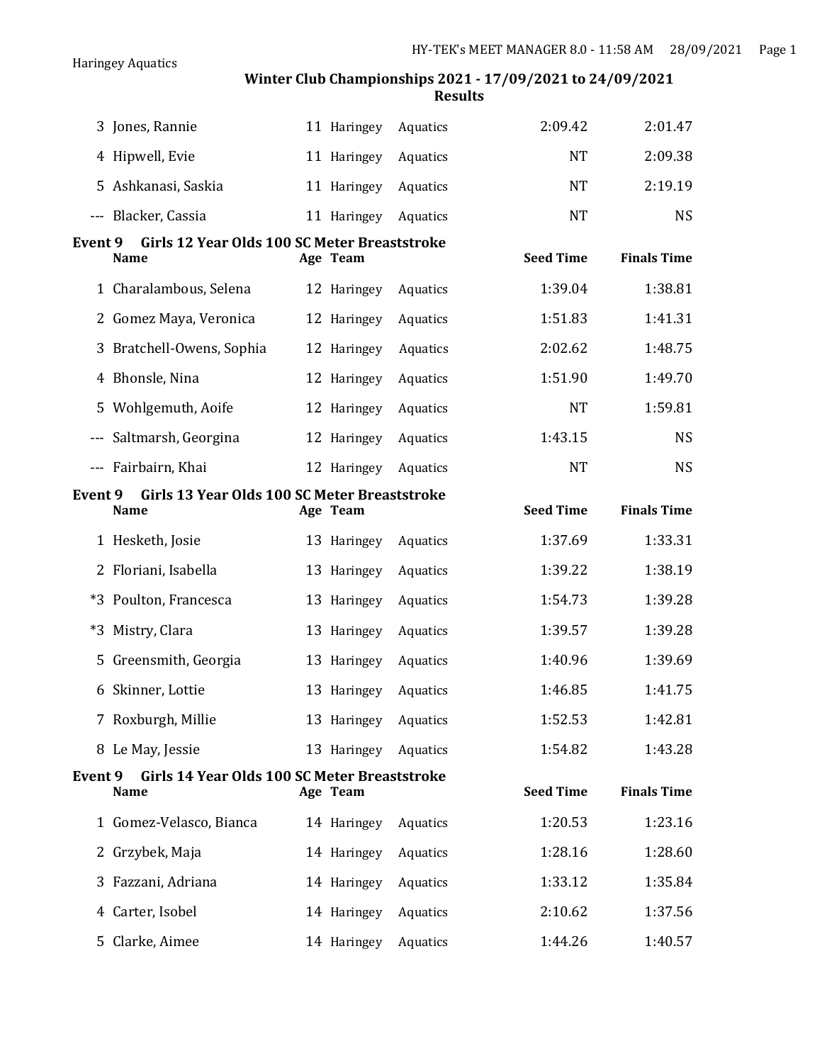Haringey Aquatics

**Winter Club Championships 2021 - 17/09/2021 to 24/09/2021**
**Results**

| | Name | Age | Team | Seed Time | Finals Time |
|---|---|---|---|---|---|
| 3 | Jones, Rannie | 11 | Haringey Aquatics | 2:09.42 | 2:01.47 |
| 4 | Hipwell, Evie | 11 | Haringey Aquatics | NT | 2:09.38 |
| 5 | Ashkanasi, Saskia | 11 | Haringey Aquatics | NT | 2:19.19 |
| --- | Blacker, Cassia | 11 | Haringey Aquatics | NT | NS |

### Event 9 Girls 12 Year Olds 100 SC Meter Breaststroke

| | Name | Age | Team | Seed Time | Finals Time |
|---|---|---|---|---|---|
| 1 | Charalambous, Selena | 12 | Haringey Aquatics | 1:39.04 | 1:38.81 |
| 2 | Gomez Maya, Veronica | 12 | Haringey Aquatics | 1:51.83 | 1:41.31 |
| 3 | Bratchell-Owens, Sophia | 12 | Haringey Aquatics | 2:02.62 | 1:48.75 |
| 4 | Bhonsle, Nina | 12 | Haringey Aquatics | 1:51.90 | 1:49.70 |
| 5 | Wohlgemuth, Aoife | 12 | Haringey Aquatics | NT | 1:59.81 |
| --- | Saltmarsh, Georgina | 12 | Haringey Aquatics | 1:43.15 | NS |
| --- | Fairbairn, Khai | 12 | Haringey Aquatics | NT | NS |

### Event 9 Girls 13 Year Olds 100 SC Meter Breaststroke

| | Name | Age | Team | Seed Time | Finals Time |
|---|---|---|---|---|---|
| 1 | Hesketh, Josie | 13 | Haringey Aquatics | 1:37.69 | 1:33.31 |
| 2 | Floriani, Isabella | 13 | Haringey Aquatics | 1:39.22 | 1:38.19 |
| *3 | Poulton, Francesca | 13 | Haringey Aquatics | 1:54.73 | 1:39.28 |
| *3 | Mistry, Clara | 13 | Haringey Aquatics | 1:39.57 | 1:39.28 |
| 5 | Greensmith, Georgia | 13 | Haringey Aquatics | 1:40.96 | 1:39.69 |
| 6 | Skinner, Lottie | 13 | Haringey Aquatics | 1:46.85 | 1:41.75 |
| 7 | Roxburgh, Millie | 13 | Haringey Aquatics | 1:52.53 | 1:42.81 |
| 8 | Le May, Jessie | 13 | Haringey Aquatics | 1:54.82 | 1:43.28 |

### Event 9 Girls 14 Year Olds 100 SC Meter Breaststroke

| | Name | Age | Team | Seed Time | Finals Time |
|---|---|---|---|---|---|
| 1 | Gomez-Velasco, Bianca | 14 | Haringey Aquatics | 1:20.53 | 1:23.16 |
| 2 | Grzybek, Maja | 14 | Haringey Aquatics | 1:28.16 | 1:28.60 |
| 3 | Fazzani, Adriana | 14 | Haringey Aquatics | 1:33.12 | 1:35.84 |
| 4 | Carter, Isobel | 14 | Haringey Aquatics | 2:10.62 | 1:37.56 |
| 5 | Clarke, Aimee | 14 | Haringey Aquatics | 1:44.26 | 1:40.57 |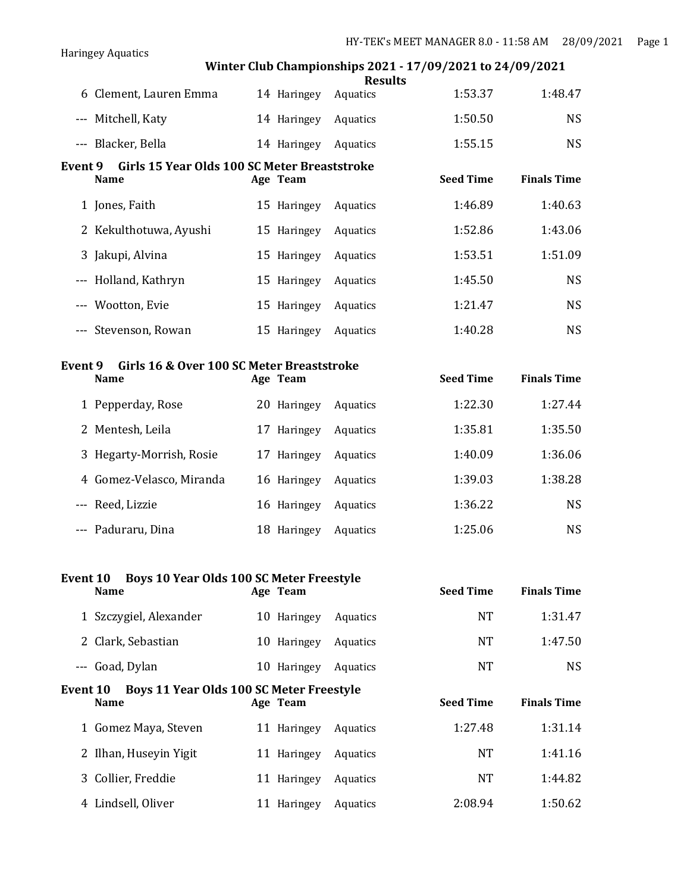## Winter Club Championships 2021 - 17/09/2021 to 24/09/2021

### Results

| | Name | Age | Team | Seed Time | Finals Time |
|---|---|---|---|---|---|
| 6 | Clement, Lauren Emma | 14 | Haringey Aquatics | 1:53.37 | 1:48.47 |
| --- | Mitchell, Katy | 14 | Haringey Aquatics | 1:50.50 | NS |
| --- | Blacker, Bella | 14 | Haringey Aquatics | 1:55.15 | NS |

**Event 9 Girls 15 Year Olds 100 SC Meter Breaststroke**

| | Name | Age | Team | Seed Time | Finals Time |
|---|---|---|---|---|---|
| 1 | Jones, Faith | 15 | Haringey Aquatics | 1:46.89 | 1:40.63 |
| 2 | Kekulthotuwa, Ayushi | 15 | Haringey Aquatics | 1:52.86 | 1:43.06 |
| 3 | Jakupi, Alvina | 15 | Haringey Aquatics | 1:53.51 | 1:51.09 |
| --- | Holland, Kathryn | 15 | Haringey Aquatics | 1:45.50 | NS |
| --- | Wootton, Evie | 15 | Haringey Aquatics | 1:21.47 | NS |
| --- | Stevenson, Rowan | 15 | Haringey Aquatics | 1:40.28 | NS |

**Event 9 Girls 16 & Over 100 SC Meter Breaststroke**

| | Name | Age | Team | Seed Time | Finals Time |
|---|---|---|---|---|---|
| 1 | Pepperday, Rose | 20 | Haringey Aquatics | 1:22.30 | 1:27.44 |
| 2 | Mentesh, Leila | 17 | Haringey Aquatics | 1:35.81 | 1:35.50 |
| 3 | Hegarty-Morrish, Rosie | 17 | Haringey Aquatics | 1:40.09 | 1:36.06 |
| 4 | Gomez-Velasco, Miranda | 16 | Haringey Aquatics | 1:39.03 | 1:38.28 |
| --- | Reed, Lizzie | 16 | Haringey Aquatics | 1:36.22 | NS |
| --- | Paduraru, Dina | 18 | Haringey Aquatics | 1:25.06 | NS |

**Event 10 Boys 10 Year Olds 100 SC Meter Freestyle**

| | Name | Age | Team | Seed Time | Finals Time |
|---|---|---|---|---|---|
| 1 | Szczygiel, Alexander | 10 | Haringey Aquatics | NT | 1:31.47 |
| 2 | Clark, Sebastian | 10 | Haringey Aquatics | NT | 1:47.50 |
| --- | Goad, Dylan | 10 | Haringey Aquatics | NT | NS |

**Event 10 Boys 11 Year Olds 100 SC Meter Freestyle**

| | Name | Age | Team | Seed Time | Finals Time |
|---|---|---|---|---|---|
| 1 | Gomez Maya, Steven | 11 | Haringey Aquatics | 1:27.48 | 1:31.14 |
| 2 | Ilhan, Huseyin Yigit | 11 | Haringey Aquatics | NT | 1:41.16 |
| 3 | Collier, Freddie | 11 | Haringey Aquatics | NT | 1:44.82 |
| 4 | Lindsell, Oliver | 11 | Haringey Aquatics | 2:08.94 | 1:50.62 |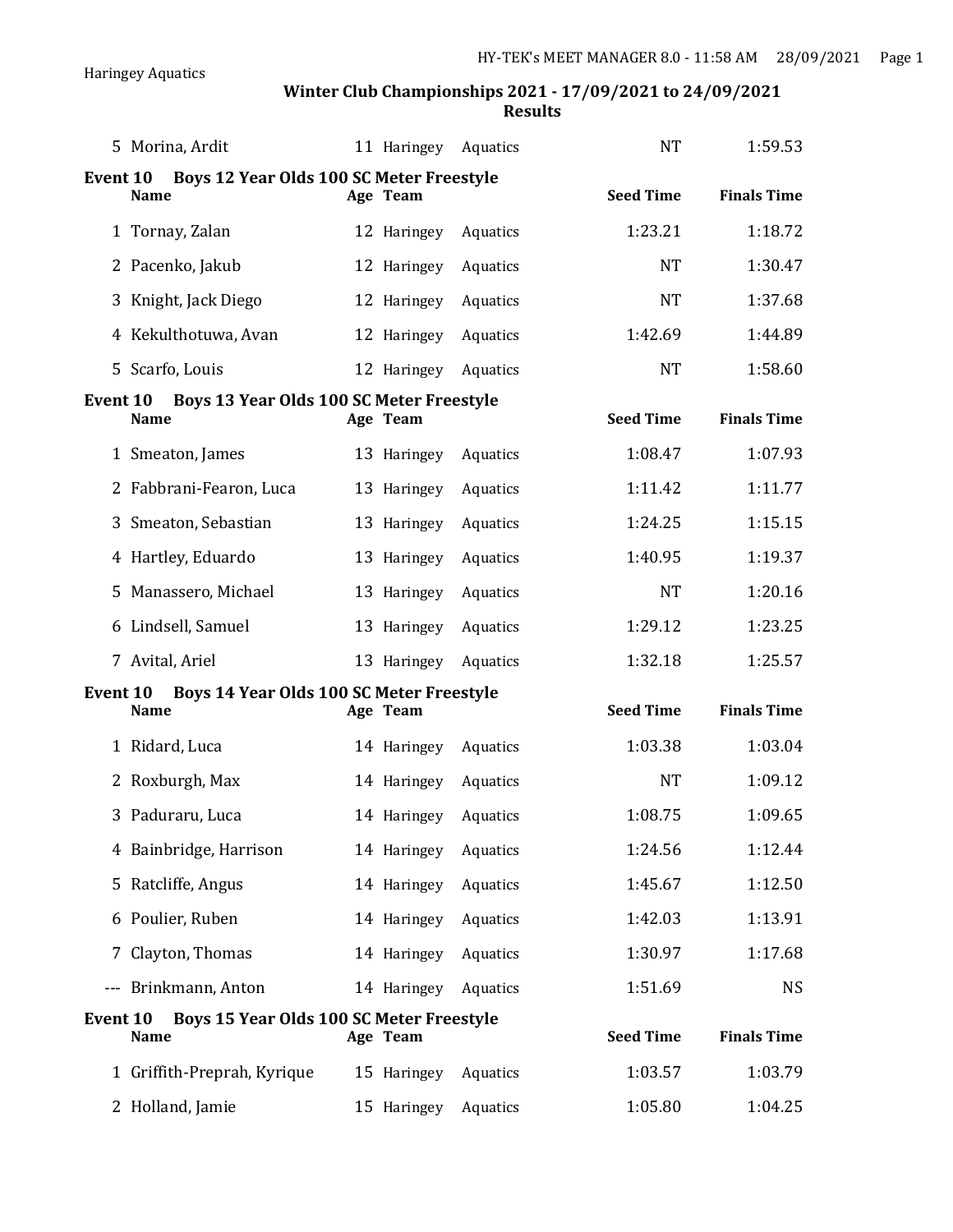| | Name | Age | Team | Seed Time | Finals Time |
|---|---|---|---|---|---|
| 5 | Morina, Ardit | 11 | Haringey Aquatics | NT | 1:59.53 |

**Event 10 Boys 12 Year Olds 100 SC Meter Freestyle**

| | Name | Age | Team | Seed Time | Finals Time |
|---|---|---|---|---|---|
| 1 | Tornay, Zalan | 12 | Haringey Aquatics | 1:23.21 | 1:18.72 |
| 2 | Pacenko, Jakub | 12 | Haringey Aquatics | NT | 1:30.47 |
| 3 | Knight, Jack Diego | 12 | Haringey Aquatics | NT | 1:37.68 |
| 4 | Kekulthotuwa, Avan | 12 | Haringey Aquatics | 1:42.69 | 1:44.89 |
| 5 | Scarfo, Louis | 12 | Haringey Aquatics | NT | 1:58.60 |

**Event 10 Boys 13 Year Olds 100 SC Meter Freestyle**

| | Name | Age | Team | Seed Time | Finals Time |
|---|---|---|---|---|---|
| 1 | Smeaton, James | 13 | Haringey Aquatics | 1:08.47 | 1:07.93 |
| 2 | Fabbrani-Fearon, Luca | 13 | Haringey Aquatics | 1:11.42 | 1:11.77 |
| 3 | Smeaton, Sebastian | 13 | Haringey Aquatics | 1:24.25 | 1:15.15 |
| 4 | Hartley, Eduardo | 13 | Haringey Aquatics | 1:40.95 | 1:19.37 |
| 5 | Manassero, Michael | 13 | Haringey Aquatics | NT | 1:20.16 |
| 6 | Lindsell, Samuel | 13 | Haringey Aquatics | 1:29.12 | 1:23.25 |
| 7 | Avital, Ariel | 13 | Haringey Aquatics | 1:32.18 | 1:25.57 |

**Event 10 Boys 14 Year Olds 100 SC Meter Freestyle**

| | Name | Age | Team | Seed Time | Finals Time |
|---|---|---|---|---|---|
| 1 | Ridard, Luca | 14 | Haringey Aquatics | 1:03.38 | 1:03.04 |
| 2 | Roxburgh, Max | 14 | Haringey Aquatics | NT | 1:09.12 |
| 3 | Paduraru, Luca | 14 | Haringey Aquatics | 1:08.75 | 1:09.65 |
| 4 | Bainbridge, Harrison | 14 | Haringey Aquatics | 1:24.56 | 1:12.44 |
| 5 | Ratcliffe, Angus | 14 | Haringey Aquatics | 1:45.67 | 1:12.50 |
| 6 | Poulier, Ruben | 14 | Haringey Aquatics | 1:42.03 | 1:13.91 |
| 7 | Clayton, Thomas | 14 | Haringey Aquatics | 1:30.97 | 1:17.68 |
| --- | Brinkmann, Anton | 14 | Haringey Aquatics | 1:51.69 | NS |

**Event 10 Boys 15 Year Olds 100 SC Meter Freestyle**

| | Name | Age | Team | Seed Time | Finals Time |
|---|---|---|---|---|---|
| 1 | Griffith-Preprah, Kyrique | 15 | Haringey Aquatics | 1:03.57 | 1:03.79 |
| 2 | Holland, Jamie | 15 | Haringey Aquatics | 1:05.80 | 1:04.25 |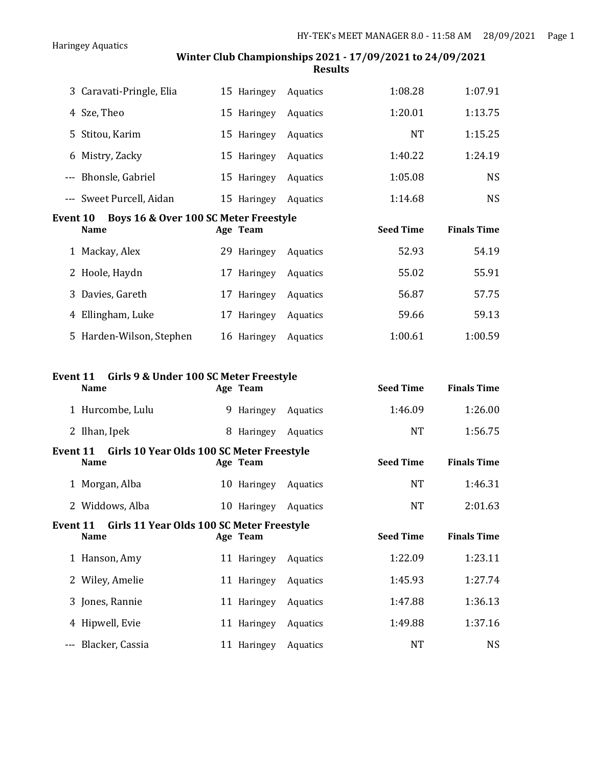Haringey Aquatics

**Winter Club Championships 2021 - 17/09/2021 to 24/09/2021**
**Results**

| | Name | Age | Team | Seed Time | Finals Time |
|---|---|---|---|---|---|
| 3 | Caravati-Pringle, Elia | 15 | Haringey Aquatics | 1:08.28 | 1:07.91 |
| 4 | Sze, Theo | 15 | Haringey Aquatics | 1:20.01 | 1:13.75 |
| 5 | Stitou, Karim | 15 | Haringey Aquatics | NT | 1:15.25 |
| 6 | Mistry, Zacky | 15 | Haringey Aquatics | 1:40.22 | 1:24.19 |
| --- | Bhonsle, Gabriel | 15 | Haringey Aquatics | 1:05.08 | NS |
| --- | Sweet Purcell, Aidan | 15 | Haringey Aquatics | 1:14.68 | NS |

**Event 10 Boys 16 & Over 100 SC Meter Freestyle**

| | Name | Age | Team | Seed Time | Finals Time |
|---|---|---|---|---|---|
| 1 | Mackay, Alex | 29 | Haringey Aquatics | 52.93 | 54.19 |
| 2 | Hoole, Haydn | 17 | Haringey Aquatics | 55.02 | 55.91 |
| 3 | Davies, Gareth | 17 | Haringey Aquatics | 56.87 | 57.75 |
| 4 | Ellingham, Luke | 17 | Haringey Aquatics | 59.66 | 59.13 |
| 5 | Harden-Wilson, Stephen | 16 | Haringey Aquatics | 1:00.61 | 1:00.59 |

**Event 11 Girls 9 & Under 100 SC Meter Freestyle**

| | Name | Age | Team | Seed Time | Finals Time |
|---|---|---|---|---|---|
| 1 | Hurcombe, Lulu | 9 | Haringey Aquatics | 1:46.09 | 1:26.00 |
| 2 | Ilhan, Ipek | 8 | Haringey Aquatics | NT | 1:56.75 |

**Event 11 Girls 10 Year Olds 100 SC Meter Freestyle**

| | Name | Age | Team | Seed Time | Finals Time |
|---|---|---|---|---|---|
| 1 | Morgan, Alba | 10 | Haringey Aquatics | NT | 1:46.31 |
| 2 | Widdows, Alba | 10 | Haringey Aquatics | NT | 2:01.63 |

**Event 11 Girls 11 Year Olds 100 SC Meter Freestyle**

| | Name | Age | Team | Seed Time | Finals Time |
|---|---|---|---|---|---|
| 1 | Hanson, Amy | 11 | Haringey Aquatics | 1:22.09 | 1:23.11 |
| 2 | Wiley, Amelie | 11 | Haringey Aquatics | 1:45.93 | 1:27.74 |
| 3 | Jones, Rannie | 11 | Haringey Aquatics | 1:47.88 | 1:36.13 |
| 4 | Hipwell, Evie | 11 | Haringey Aquatics | 1:49.88 | 1:37.16 |
| --- | Blacker, Cassia | 11 | Haringey Aquatics | NT | NS |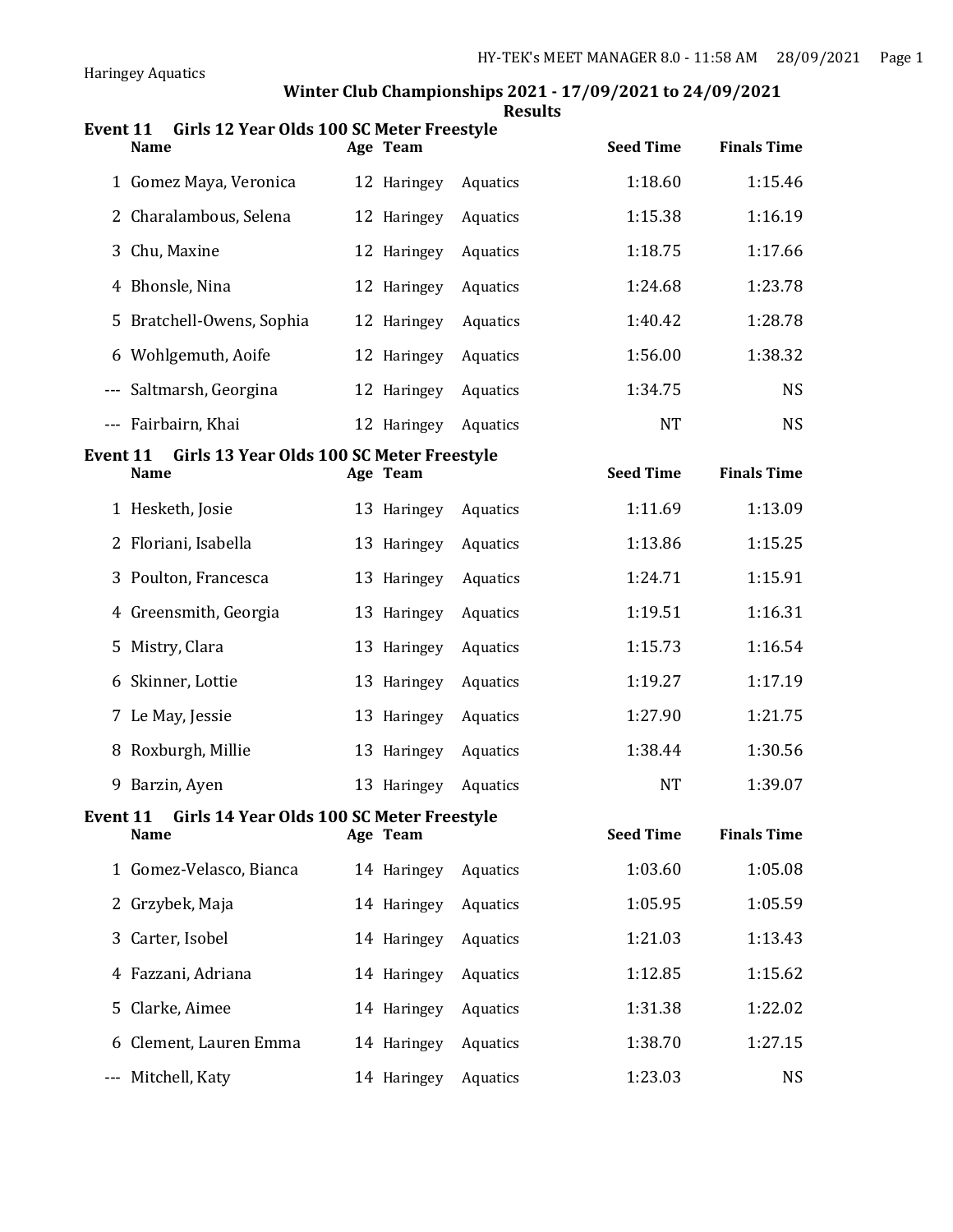Haringey Aquatics

## Winter Club Championships 2021 - 17/09/2021 to 24/09/2021

### Results

**Event 11 Girls 12 Year Olds 100 SC Meter Freestyle**

| | Name | Age | Team | Seed Time | Finals Time |
|---|---|---|---|---|---|
| 1 | Gomez Maya, Veronica | 12 | Haringey Aquatics | 1:18.60 | 1:15.46 |
| 2 | Charalambous, Selena | 12 | Haringey Aquatics | 1:15.38 | 1:16.19 |
| 3 | Chu, Maxine | 12 | Haringey Aquatics | 1:18.75 | 1:17.66 |
| 4 | Bhonsle, Nina | 12 | Haringey Aquatics | 1:24.68 | 1:23.78 |
| 5 | Bratchell-Owens, Sophia | 12 | Haringey Aquatics | 1:40.42 | 1:28.78 |
| 6 | Wohlgemuth, Aoife | 12 | Haringey Aquatics | 1:56.00 | 1:38.32 |
| --- | Saltmarsh, Georgina | 12 | Haringey Aquatics | 1:34.75 | NS |
| --- | Fairbairn, Khai | 12 | Haringey Aquatics | NT | NS |

**Event 11 Girls 13 Year Olds 100 SC Meter Freestyle**

| | Name | Age | Team | Seed Time | Finals Time |
|---|---|---|---|---|---|
| 1 | Hesketh, Josie | 13 | Haringey Aquatics | 1:11.69 | 1:13.09 |
| 2 | Floriani, Isabella | 13 | Haringey Aquatics | 1:13.86 | 1:15.25 |
| 3 | Poulton, Francesca | 13 | Haringey Aquatics | 1:24.71 | 1:15.91 |
| 4 | Greensmith, Georgia | 13 | Haringey Aquatics | 1:19.51 | 1:16.31 |
| 5 | Mistry, Clara | 13 | Haringey Aquatics | 1:15.73 | 1:16.54 |
| 6 | Skinner, Lottie | 13 | Haringey Aquatics | 1:19.27 | 1:17.19 |
| 7 | Le May, Jessie | 13 | Haringey Aquatics | 1:27.90 | 1:21.75 |
| 8 | Roxburgh, Millie | 13 | Haringey Aquatics | 1:38.44 | 1:30.56 |
| 9 | Barzin, Ayen | 13 | Haringey Aquatics | NT | 1:39.07 |

**Event 11 Girls 14 Year Olds 100 SC Meter Freestyle**

| | Name | Age | Team | Seed Time | Finals Time |
|---|---|---|---|---|---|
| 1 | Gomez-Velasco, Bianca | 14 | Haringey Aquatics | 1:03.60 | 1:05.08 |
| 2 | Grzybek, Maja | 14 | Haringey Aquatics | 1:05.95 | 1:05.59 |
| 3 | Carter, Isobel | 14 | Haringey Aquatics | 1:21.03 | 1:13.43 |
| 4 | Fazzani, Adriana | 14 | Haringey Aquatics | 1:12.85 | 1:15.62 |
| 5 | Clarke, Aimee | 14 | Haringey Aquatics | 1:31.38 | 1:22.02 |
| 6 | Clement, Lauren Emma | 14 | Haringey Aquatics | 1:38.70 | 1:27.15 |
| --- | Mitchell, Katy | 14 | Haringey Aquatics | 1:23.03 | NS |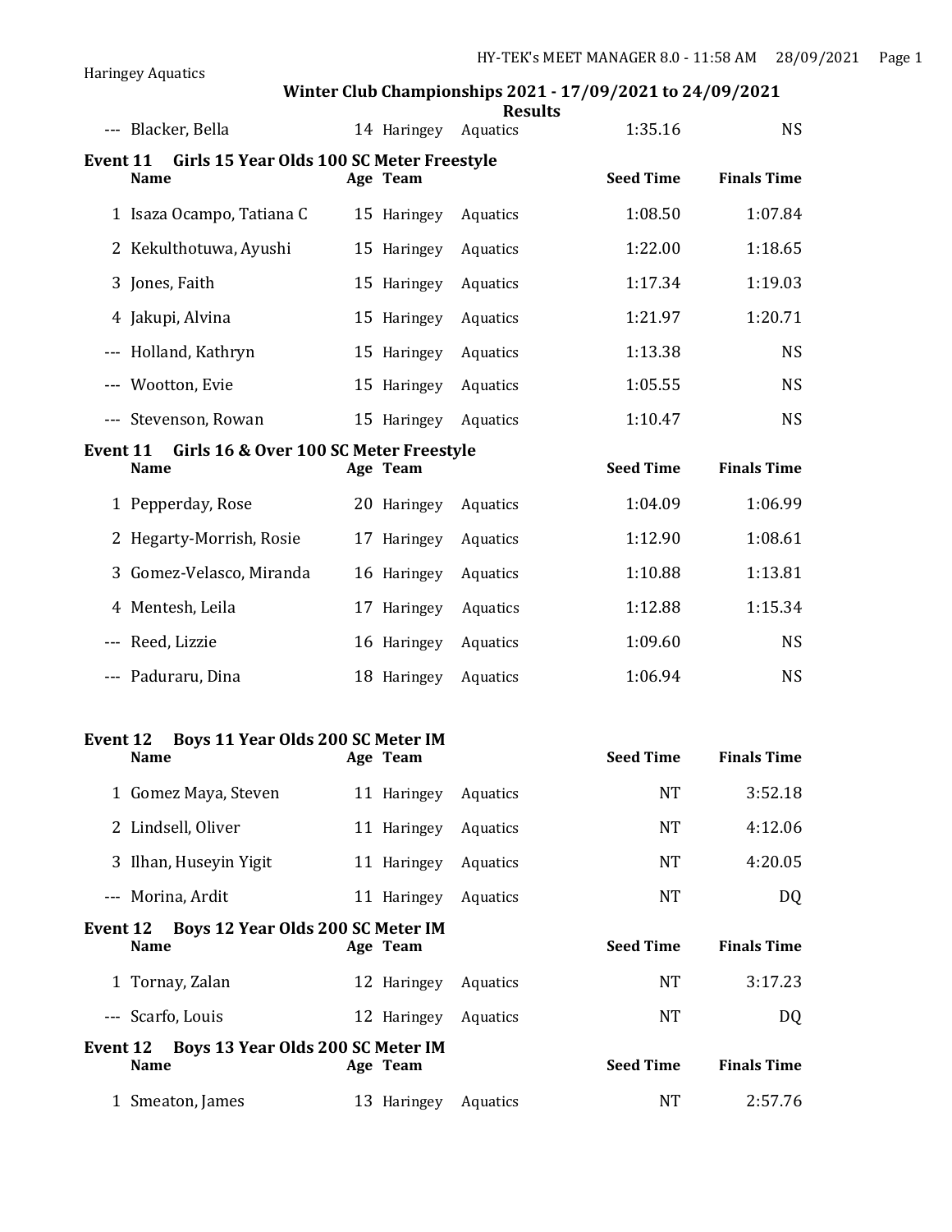| | Name | Age | Team | Seed Time | Finals Time |
|---|---|---|---|---|---|
| --- | Blacker, Bella | 14 | Haringey Aquatics | 1:35.16 | NS |

### Event 11 Girls 15 Year Olds 100 SC Meter Freestyle

| | Name | Age | Team | Seed Time | Finals Time |
|---|---|---|---|---|---|
| 1 | Isaza Ocampo, Tatiana C | 15 | Haringey Aquatics | 1:08.50 | 1:07.84 |
| 2 | Kekulthotuwa, Ayushi | 15 | Haringey Aquatics | 1:22.00 | 1:18.65 |
| 3 | Jones, Faith | 15 | Haringey Aquatics | 1:17.34 | 1:19.03 |
| 4 | Jakupi, Alvina | 15 | Haringey Aquatics | 1:21.97 | 1:20.71 |
| --- | Holland, Kathryn | 15 | Haringey Aquatics | 1:13.38 | NS |
| --- | Wootton, Evie | 15 | Haringey Aquatics | 1:05.55 | NS |
| --- | Stevenson, Rowan | 15 | Haringey Aquatics | 1:10.47 | NS |

### Event 11 Girls 16 & Over 100 SC Meter Freestyle

| | Name | Age | Team | Seed Time | Finals Time |
|---|---|---|---|---|---|
| 1 | Pepperday, Rose | 20 | Haringey Aquatics | 1:04.09 | 1:06.99 |
| 2 | Hegarty-Morrish, Rosie | 17 | Haringey Aquatics | 1:12.90 | 1:08.61 |
| 3 | Gomez-Velasco, Miranda | 16 | Haringey Aquatics | 1:10.88 | 1:13.81 |
| 4 | Mentesh, Leila | 17 | Haringey Aquatics | 1:12.88 | 1:15.34 |
| --- | Reed, Lizzie | 16 | Haringey Aquatics | 1:09.60 | NS |
| --- | Paduraru, Dina | 18 | Haringey Aquatics | 1:06.94 | NS |

### Event 12 Boys 11 Year Olds 200 SC Meter IM

| | Name | Age | Team | Seed Time | Finals Time |
|---|---|---|---|---|---|
| 1 | Gomez Maya, Steven | 11 | Haringey Aquatics | NT | 3:52.18 |
| 2 | Lindsell, Oliver | 11 | Haringey Aquatics | NT | 4:12.06 |
| 3 | Ilhan, Huseyin Yigit | 11 | Haringey Aquatics | NT | 4:20.05 |
| --- | Morina, Ardit | 11 | Haringey Aquatics | NT | DQ |

### Event 12 Boys 12 Year Olds 200 SC Meter IM

| | Name | Age | Team | Seed Time | Finals Time |
|---|---|---|---|---|---|
| 1 | Tornay, Zalan | 12 | Haringey Aquatics | NT | 3:17.23 |
| --- | Scarfo, Louis | 12 | Haringey Aquatics | NT | DQ |

### Event 12 Boys 13 Year Olds 200 SC Meter IM

| | Name | Age | Team | Seed Time | Finals Time |
|---|---|---|---|---|---|
| 1 | Smeaton, James | 13 | Haringey Aquatics | NT | 2:57.76 |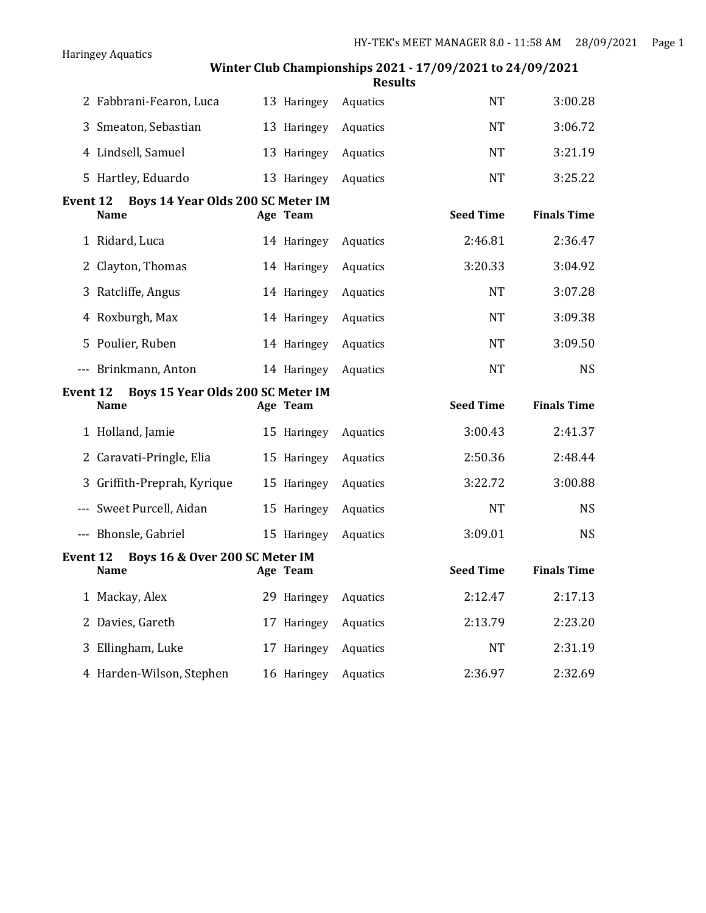| | | | | | |
|---|---|---|---|---|---|
| 2 | Fabbrani-Fearon, Luca | 13 | Haringey Aquatics | NT | 3:00.28 |
| 3 | Smeaton, Sebastian | 13 | Haringey Aquatics | NT | 3:06.72 |
| 4 | Lindsell, Samuel | 13 | Haringey Aquatics | NT | 3:21.19 |
| 5 | Hartley, Eduardo | 13 | Haringey Aquatics | NT | 3:25.22 |

**Event 12 Boys 14 Year Olds 200 SC Meter IM**

| | Name | Age | Team | Seed Time | Finals Time |
|---|---|---|---|---|---|
| 1 | Ridard, Luca | 14 | Haringey Aquatics | 2:46.81 | 2:36.47 |
| 2 | Clayton, Thomas | 14 | Haringey Aquatics | 3:20.33 | 3:04.92 |
| 3 | Ratcliffe, Angus | 14 | Haringey Aquatics | NT | 3:07.28 |
| 4 | Roxburgh, Max | 14 | Haringey Aquatics | NT | 3:09.38 |
| 5 | Poulier, Ruben | 14 | Haringey Aquatics | NT | 3:09.50 |
| --- | Brinkmann, Anton | 14 | Haringey Aquatics | NT | NS |

**Event 12 Boys 15 Year Olds 200 SC Meter IM**

| | Name | Age | Team | Seed Time | Finals Time |
|---|---|---|---|---|---|
| 1 | Holland, Jamie | 15 | Haringey Aquatics | 3:00.43 | 2:41.37 |
| 2 | Caravati-Pringle, Elia | 15 | Haringey Aquatics | 2:50.36 | 2:48.44 |
| 3 | Griffith-Preprah, Kyrique | 15 | Haringey Aquatics | 3:22.72 | 3:00.88 |
| --- | Sweet Purcell, Aidan | 15 | Haringey Aquatics | NT | NS |
| --- | Bhonsle, Gabriel | 15 | Haringey Aquatics | 3:09.01 | NS |

**Event 12 Boys 16 & Over 200 SC Meter IM**

| | Name | Age | Team | Seed Time | Finals Time |
|---|---|---|---|---|---|
| 1 | Mackay, Alex | 29 | Haringey Aquatics | 2:12.47 | 2:17.13 |
| 2 | Davies, Gareth | 17 | Haringey Aquatics | 2:13.79 | 2:23.20 |
| 3 | Ellingham, Luke | 17 | Haringey Aquatics | NT | 2:31.19 |
| 4 | Harden-Wilson, Stephen | 16 | Haringey Aquatics | 2:36.97 | 2:32.69 |